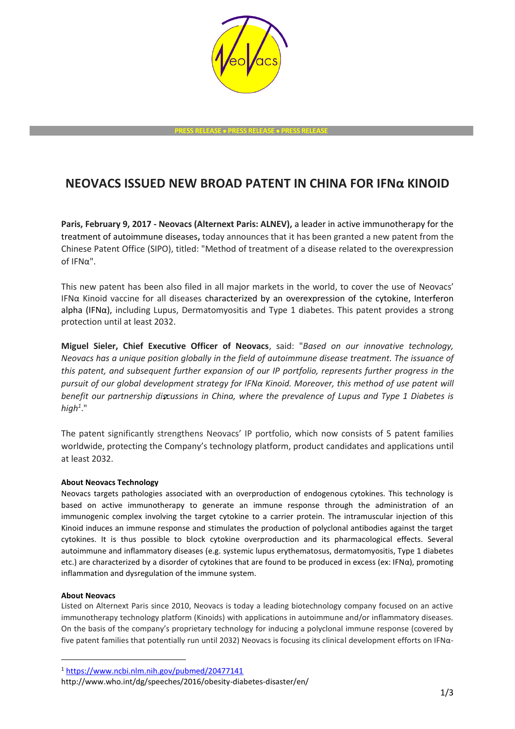PRESS RELEASE • PRESS RELEASE • PRESS RELEASE

# NEOVACS ISSUED NEW BROAD PATENT IN CHINA FOR IFNα KINOID

**Paris, February 9, 2017 - Neovacs (Alternext Paris: ALNEV),** a leader in active immunotherapy for the treatment of autoimmune diseases**,** today announces that it has been granted a new patent from the Chinese Patent Office (SIPO), titled: "Method of treatment of a disease related to the overexpression of IFNα".

This new patent has been also filed in all major markets in the world, to cover the use of Neovacs' IFNα Kinoid vaccine for all diseases characterized by an overexpression of the cytokine, Interferon alpha (IFNα), including Lupus, Dermatomyositis and Type 1 diabetes. This patent provides a strong protection until at least 2032.

**Miguel Sieler, Chief Executive Officer of Neovacs**, said: "*Based on our innovative technology, Neovacs has a unique position globally in the field of autoimmune disease treatment. The issuance of this patent, and subsequent further expansion of our IP portfolio, represents further progress in the pursuit of our global development strategy for IFNα Kinoid. Moreover, this method of use patent will benefit our partnership discussions in China, where the prevalence of Lupus and Type 1 Diabetes is high*[1]."

The patent significantly strengthens Neovacs' IP portfolio, which now consists of 5 patent families worldwide, protecting the Company's technology platform, product candidates and applications until at least 2032.

**About Neovacs Technology**

Neovacs targets pathologies associated with an overproduction of endogenous cytokines. This technology is based on active immunotherapy to generate an immune response through the administration of an immunogenic complex involving the target cytokine to a carrier protein. The intramuscular injection of this Kinoid induces an immune response and stimulates the production of polyclonal antibodies against the target cytokines. It is thus possible to block cytokine overproduction and its pharmacological effects. Several autoimmune and inflammatory diseases (e.g. systemic lupus erythematosus, dermatomyositis, Type 1 diabetes etc.) are characterized by a disorder of cytokines that are found to be produced in excess (ex: IFNα), promoting inflammation and dysregulation of the immune system.

**About Neovacs**

Listed on Alternext Paris since 2010, Neovacs is today a leading biotechnology company focused on an active immunotherapy technology platform (Kinoids) with applications in autoimmune and/or inflammatory diseases. On the basis of the company's proprietary technology for inducing a polyclonal immune response (covered by five patent families that potentially run until 2032) Neovacs is focusing its clinical development efforts on IFNα-

[1] https://www.ncbi.nlm.nih.gov/pubmed/20477141
http://www.who.int/dg/speeches/2016/obesity-diabetes-disaster/en/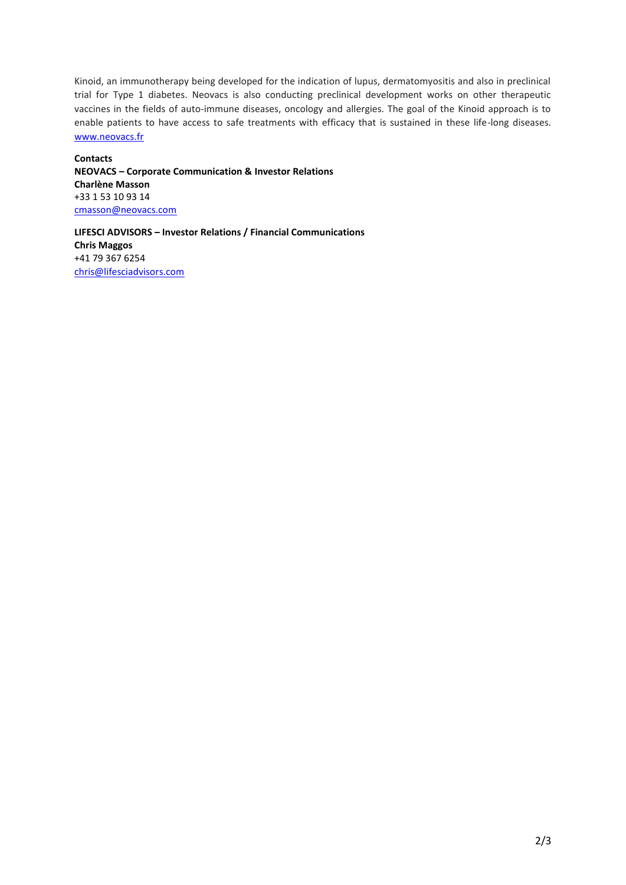Kinoid, an immunotherapy being developed for the indication of lupus, dermatomyositis and also in preclinical trial for Type 1 diabetes. Neovacs is also conducting preclinical development works on other therapeutic vaccines in the fields of auto-immune diseases, oncology and allergies. The goal of the Kinoid approach is to enable patients to have access to safe treatments with efficacy that is sustained in these life-long diseases. www.neovacs.fr

**Contacts**
**NEOVACS – Corporate Communication & Investor Relations**
**Charlène Masson**
+33 1 53 10 93 14
cmasson@neovacs.com

**LIFESCI ADVISORS – Investor Relations / Financial Communications**
**Chris Maggos**
+41 79 367 6254
chris@lifesciadvisors.com